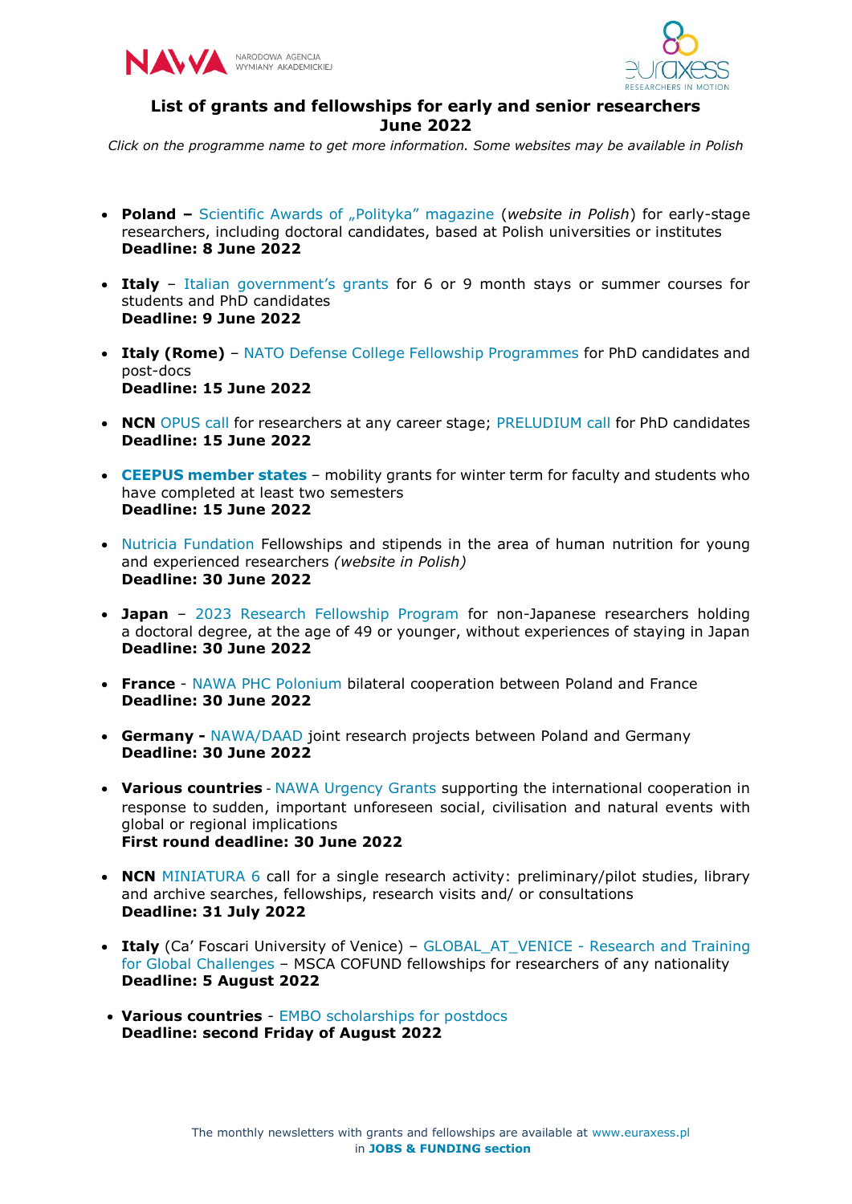## List of grants and fellowships for early and senior researchers
## June 2022

*Click on the programme name to get more information. Some websites may be available in Polish*

- **Poland –** Scientific Awards of „Polityka" magazine (*website in Polish*) for early-stage researchers, including doctoral candidates, based at Polish universities or institutes
  **Deadline: 8 June 2022**

- **Italy** – Italian government's grants for 6 or 9 month stays or summer courses for students and PhD candidates
  **Deadline: 9 June 2022**

- **Italy (Rome)** – NATO Defense College Fellowship Programmes for PhD candidates and post-docs
  **Deadline: 15 June 2022**

- **NCN** OPUS call for researchers at any career stage; PRELUDIUM call for PhD candidates
  **Deadline: 15 June 2022**

- **CEEPUS member states** – mobility grants for winter term for faculty and students who have completed at least two semesters
  **Deadline: 15 June 2022**

- Nutricia Fundation Fellowships and stipends in the area of human nutrition for young and experienced researchers *(website in Polish)*
  **Deadline: 30 June 2022**

- **Japan** – 2023 Research Fellowship Program for non-Japanese researchers holding a doctoral degree, at the age of 49 or younger, without experiences of staying in Japan
  **Deadline: 30 June 2022**

- **France** - NAWA PHC Polonium bilateral cooperation between Poland and France
  **Deadline: 30 June 2022**

- **Germany -** NAWA/DAAD joint research projects between Poland and Germany
  **Deadline: 30 June 2022**

- **Various countries** - NAWA Urgency Grants supporting the international cooperation in response to sudden, important unforeseen social, civilisation and natural events with global or regional implications
  **First round deadline: 30 June 2022**

- **NCN** MINIATURA 6 call for a single research activity: preliminary/pilot studies, library and archive searches, fellowships, research visits and/ or consultations
  **Deadline: 31 July 2022**

- **Italy** (Ca' Foscari University of Venice) – GLOBAL_AT_VENICE - Research and Training for Global Challenges – MSCA COFUND fellowships for researchers of any nationality
  **Deadline: 5 August 2022**

- **Various countries** - EMBO scholarships for postdocs
  **Deadline: second Friday of August 2022**

The monthly newsletters with grants and fellowships are available at www.euraxess.pl in **JOBS & FUNDING section**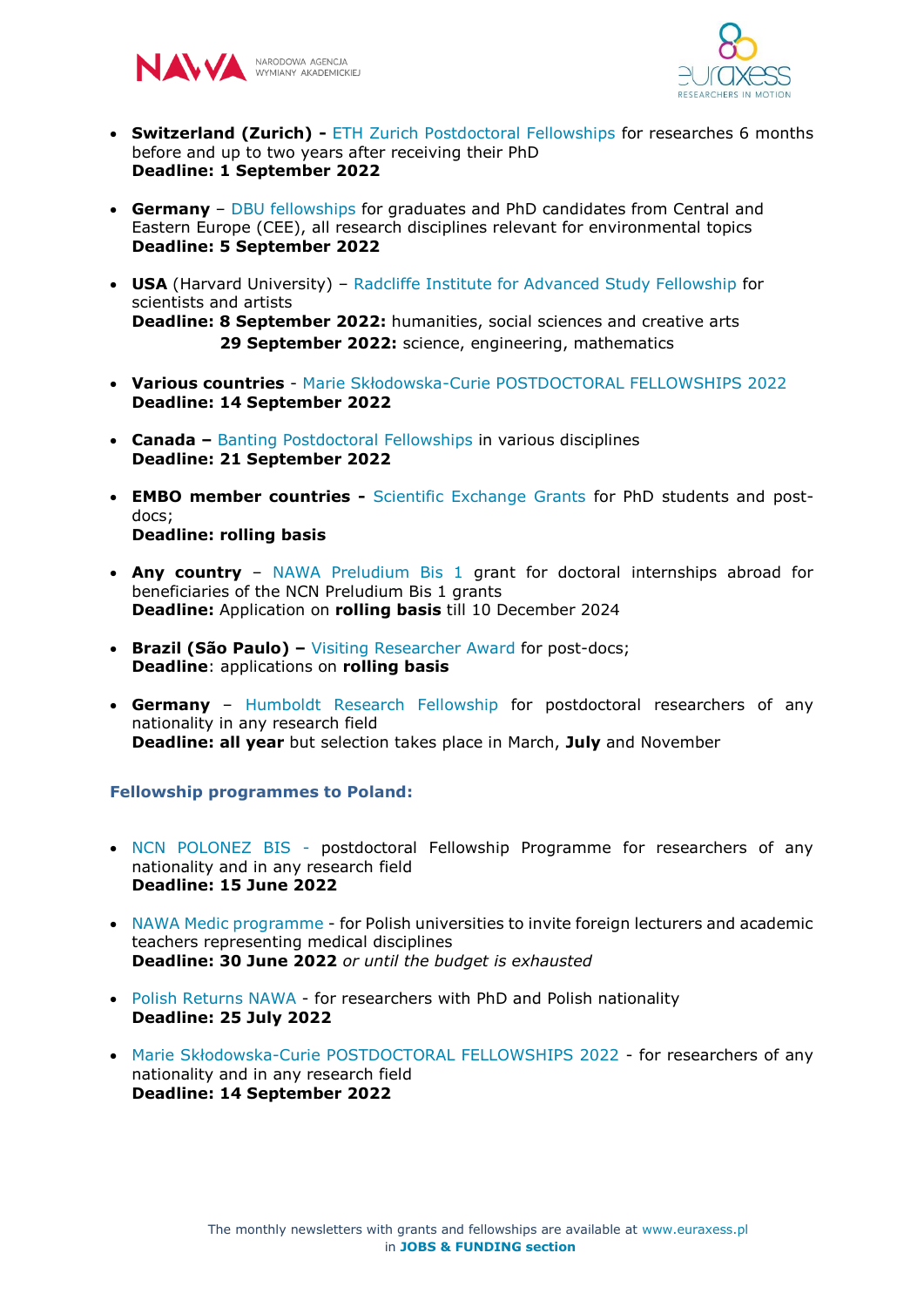- **Switzerland (Zurich) -** ETH Zurich Postdoctoral Fellowships for researches 6 months before and up to two years after receiving their PhD
**Deadline: 1 September 2022**

- **Germany** – DBU fellowships for graduates and PhD candidates from Central and Eastern Europe (CEE), all research disciplines relevant for environmental topics
**Deadline: 5 September 2022**

- **USA** (Harvard University) – Radcliffe Institute for Advanced Study Fellowship for scientists and artists
**Deadline: 8 September 2022:** humanities, social sciences and creative arts
**29 September 2022:** science, engineering, mathematics

- **Various countries** - Marie Skłodowska-Curie POSTDOCTORAL FELLOWSHIPS 2022
**Deadline: 14 September 2022**

- **Canada –** Banting Postdoctoral Fellowships in various disciplines
**Deadline: 21 September 2022**

- **EMBO member countries -** Scientific Exchange Grants for PhD students and post-docs;
**Deadline: rolling basis**

- **Any country** – NAWA Preludium Bis 1 grant for doctoral internships abroad for beneficiaries of the NCN Preludium Bis 1 grants
**Deadline:** Application on **rolling basis** till 10 December 2024

- **Brazil (São Paulo) –** Visiting Researcher Award for post-docs;
**Deadline**: applications on **rolling basis**

- **Germany** – Humboldt Research Fellowship for postdoctoral researchers of any nationality in any research field
**Deadline: all year** but selection takes place in March, **July** and November

### Fellowship programmes to Poland:

- NCN POLONEZ BIS - postdoctoral Fellowship Programme for researchers of any nationality and in any research field
**Deadline: 15 June 2022**

- NAWA Medic programme - for Polish universities to invite foreign lecturers and academic teachers representing medical disciplines
**Deadline: 30 June 2022** *or until the budget is exhausted*

- Polish Returns NAWA - for researchers with PhD and Polish nationality
**Deadline: 25 July 2022**

- Marie Skłodowska-Curie POSTDOCTORAL FELLOWSHIPS 2022 - for researchers of any nationality and in any research field
**Deadline: 14 September 2022**

The monthly newsletters with grants and fellowships are available at www.euraxess.pl in **JOBS & FUNDING section**